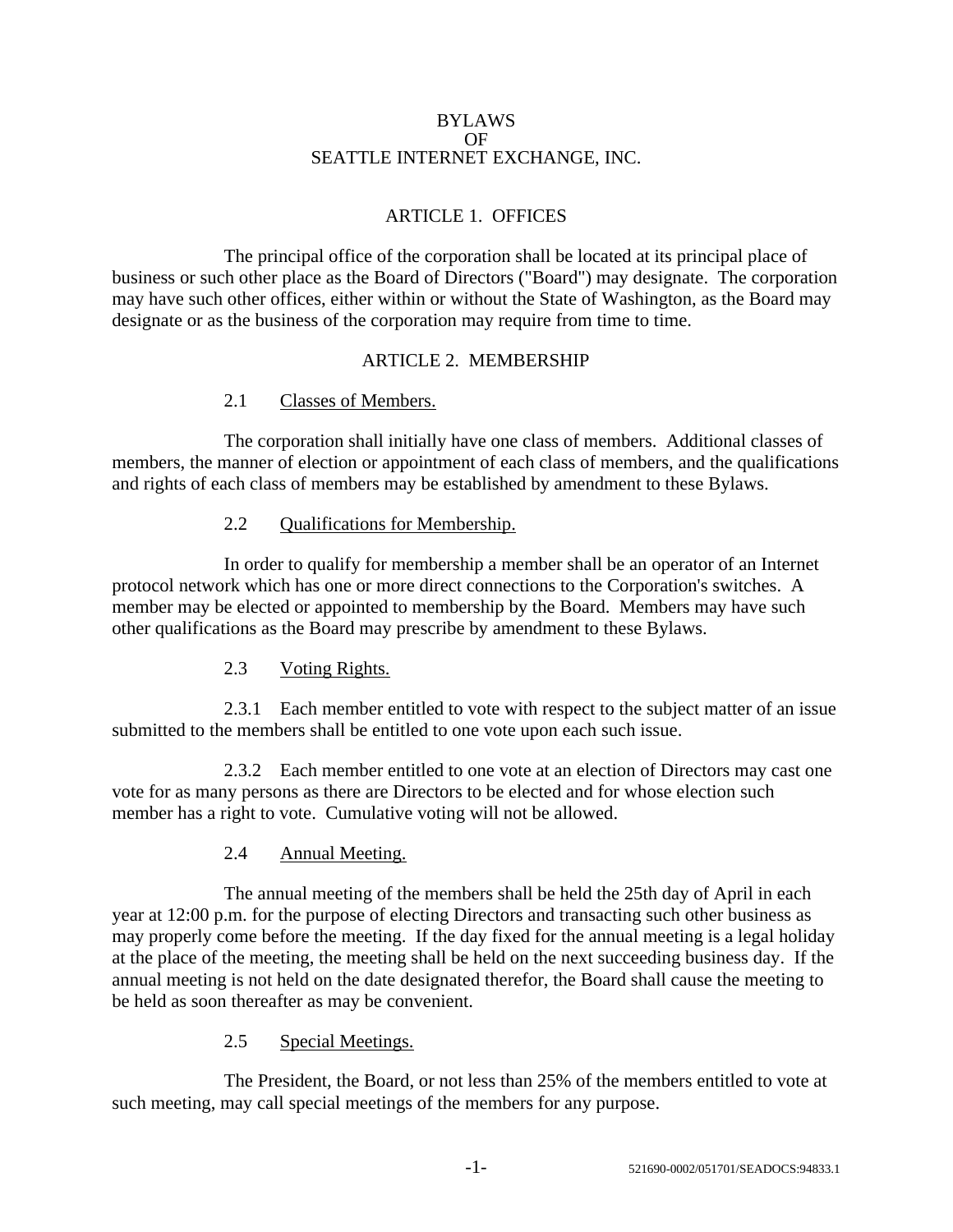# BYLAWS OF SEATTLE INTERNET EXCHANGE, INC.

## ARTICLE 1. OFFICES

The principal office of the corporation shall be located at its principal place of business or such other place as the Board of Directors ("Board") may designate. The corporation may have such other offices, either within or without the State of Washington, as the Board may designate or as the business of the corporation may require from time to time.

## ARTICLE 2. MEMBERSHIP

### 2.1 Classes of Members.

The corporation shall initially have one class of members. Additional classes of members, the manner of election or appointment of each class of members, and the qualifications and rights of each class of members may be established by amendment to these Bylaws.

### 2.2 Qualifications for Membership.

In order to qualify for membership a member shall be an operator of an Internet protocol network which has one or more direct connections to the Corporation's switches. A member may be elected or appointed to membership by the Board. Members may have such other qualifications as the Board may prescribe by amendment to these Bylaws.

### 2.3 Voting Rights.

2.3.1 Each member entitled to vote with respect to the subject matter of an issue submitted to the members shall be entitled to one vote upon each such issue.

2.3.2 Each member entitled to one vote at an election of Directors may cast one vote for as many persons as there are Directors to be elected and for whose election such member has a right to vote. Cumulative voting will not be allowed.

### 2.4 Annual Meeting.

The annual meeting of the members shall be held the 25th day of April in each year at 12:00 p.m. for the purpose of electing Directors and transacting such other business as may properly come before the meeting. If the day fixed for the annual meeting is a legal holiday at the place of the meeting, the meeting shall be held on the next succeeding business day. If the annual meeting is not held on the date designated therefor, the Board shall cause the meeting to be held as soon thereafter as may be convenient.

### 2.5 Special Meetings.

The President, the Board, or not less than 25% of the members entitled to vote at such meeting, may call special meetings of the members for any purpose.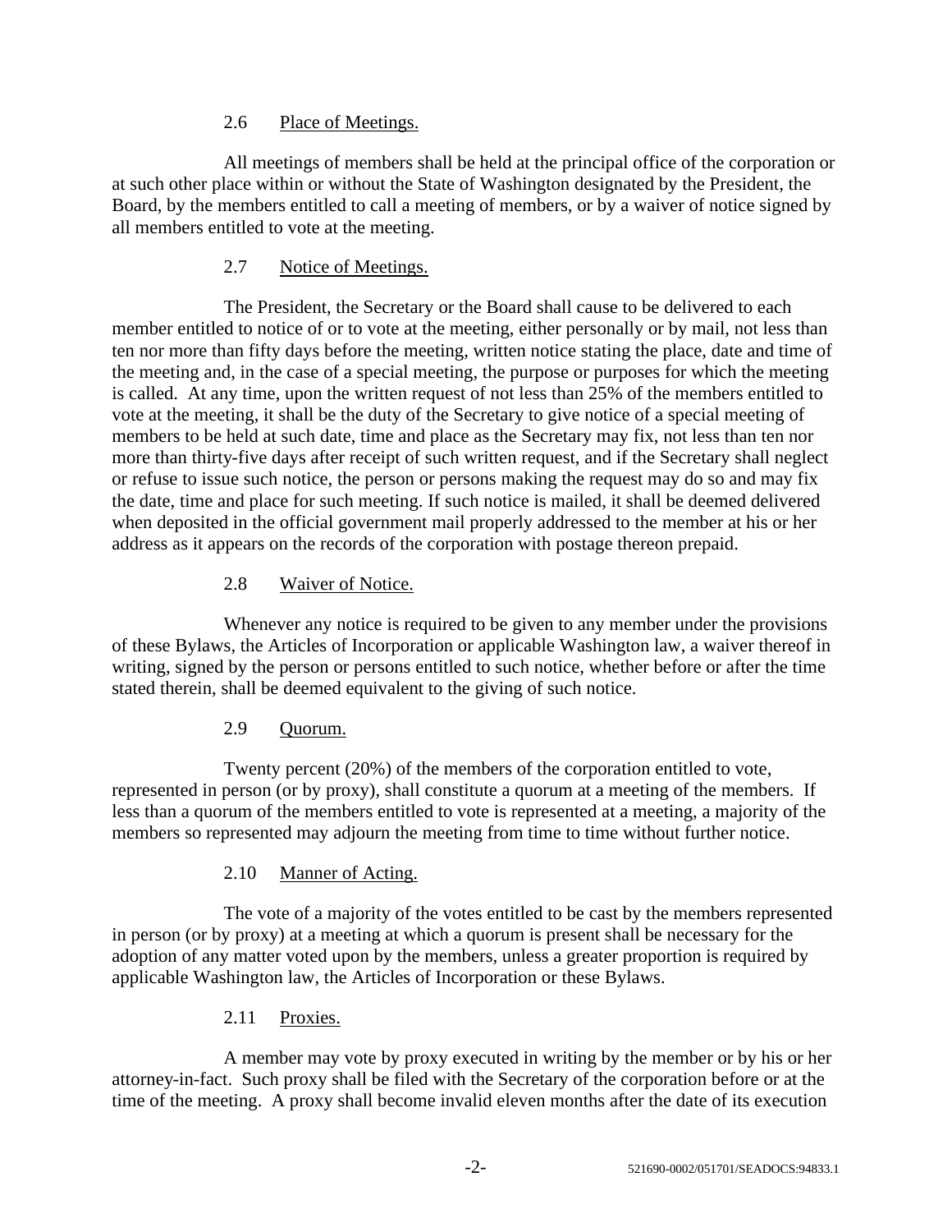### 2.6 Place of Meetings.

All meetings of members shall be held at the principal office of the corporation or at such other place within or without the State of Washington designated by the President, the Board, by the members entitled to call a meeting of members, or by a waiver of notice signed by all members entitled to vote at the meeting.

### 2.7 Notice of Meetings.

The President, the Secretary or the Board shall cause to be delivered to each member entitled to notice of or to vote at the meeting, either personally or by mail, not less than ten nor more than fifty days before the meeting, written notice stating the place, date and time of the meeting and, in the case of a special meeting, the purpose or purposes for which the meeting is called. At any time, upon the written request of not less than 25% of the members entitled to vote at the meeting, it shall be the duty of the Secretary to give notice of a special meeting of members to be held at such date, time and place as the Secretary may fix, not less than ten nor more than thirty-five days after receipt of such written request, and if the Secretary shall neglect or refuse to issue such notice, the person or persons making the request may do so and may fix the date, time and place for such meeting. If such notice is mailed, it shall be deemed delivered when deposited in the official government mail properly addressed to the member at his or her address as it appears on the records of the corporation with postage thereon prepaid.

### 2.8 Waiver of Notice.

Whenever any notice is required to be given to any member under the provisions of these Bylaws, the Articles of Incorporation or applicable Washington law, a waiver thereof in writing, signed by the person or persons entitled to such notice, whether before or after the time stated therein, shall be deemed equivalent to the giving of such notice.

### 2.9 Quorum.

Twenty percent (20%) of the members of the corporation entitled to vote, represented in person (or by proxy), shall constitute a quorum at a meeting of the members. If less than a quorum of the members entitled to vote is represented at a meeting, a majority of the members so represented may adjourn the meeting from time to time without further notice.

### 2.10 Manner of Acting.

The vote of a majority of the votes entitled to be cast by the members represented in person (or by proxy) at a meeting at which a quorum is present shall be necessary for the adoption of any matter voted upon by the members, unless a greater proportion is required by applicable Washington law, the Articles of Incorporation or these Bylaws.

### 2.11 Proxies.

A member may vote by proxy executed in writing by the member or by his or her attorney-in-fact. Such proxy shall be filed with the Secretary of the corporation before or at the time of the meeting. A proxy shall become invalid eleven months after the date of its execution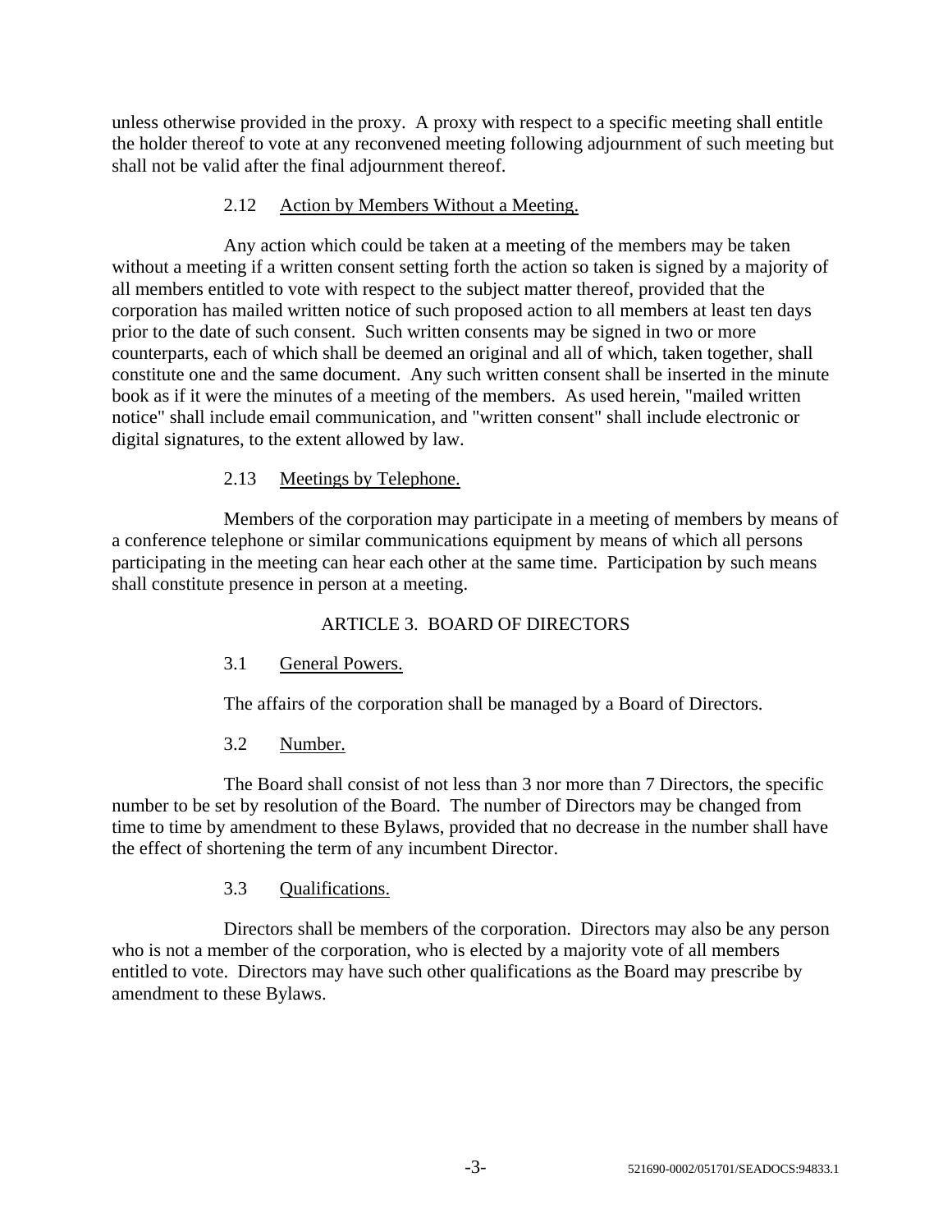unless otherwise provided in the proxy. A proxy with respect to a specific meeting shall entitle the holder thereof to vote at any reconvened meeting following adjournment of such meeting but shall not be valid after the final adjournment thereof.

### 2.12 Action by Members Without a Meeting.

Any action which could be taken at a meeting of the members may be taken without a meeting if a written consent setting forth the action so taken is signed by a majority of all members entitled to vote with respect to the subject matter thereof, provided that the corporation has mailed written notice of such proposed action to all members at least ten days prior to the date of such consent. Such written consents may be signed in two or more counterparts, each of which shall be deemed an original and all of which, taken together, shall constitute one and the same document. Any such written consent shall be inserted in the minute book as if it were the minutes of a meeting of the members. As used herein, "mailed written notice" shall include email communication, and "written consent" shall include electronic or digital signatures, to the extent allowed by law.

### 2.13 Meetings by Telephone.

Members of the corporation may participate in a meeting of members by means of a conference telephone or similar communications equipment by means of which all persons participating in the meeting can hear each other at the same time. Participation by such means shall constitute presence in person at a meeting.

## ARTICLE 3. BOARD OF DIRECTORS

### 3.1 General Powers.

The affairs of the corporation shall be managed by a Board of Directors.

### 3.2 Number.

The Board shall consist of not less than 3 nor more than 7 Directors, the specific number to be set by resolution of the Board. The number of Directors may be changed from time to time by amendment to these Bylaws, provided that no decrease in the number shall have the effect of shortening the term of any incumbent Director.

### 3.3 Qualifications.

Directors shall be members of the corporation. Directors may also be any person who is not a member of the corporation, who is elected by a majority vote of all members entitled to vote. Directors may have such other qualifications as the Board may prescribe by amendment to these Bylaws.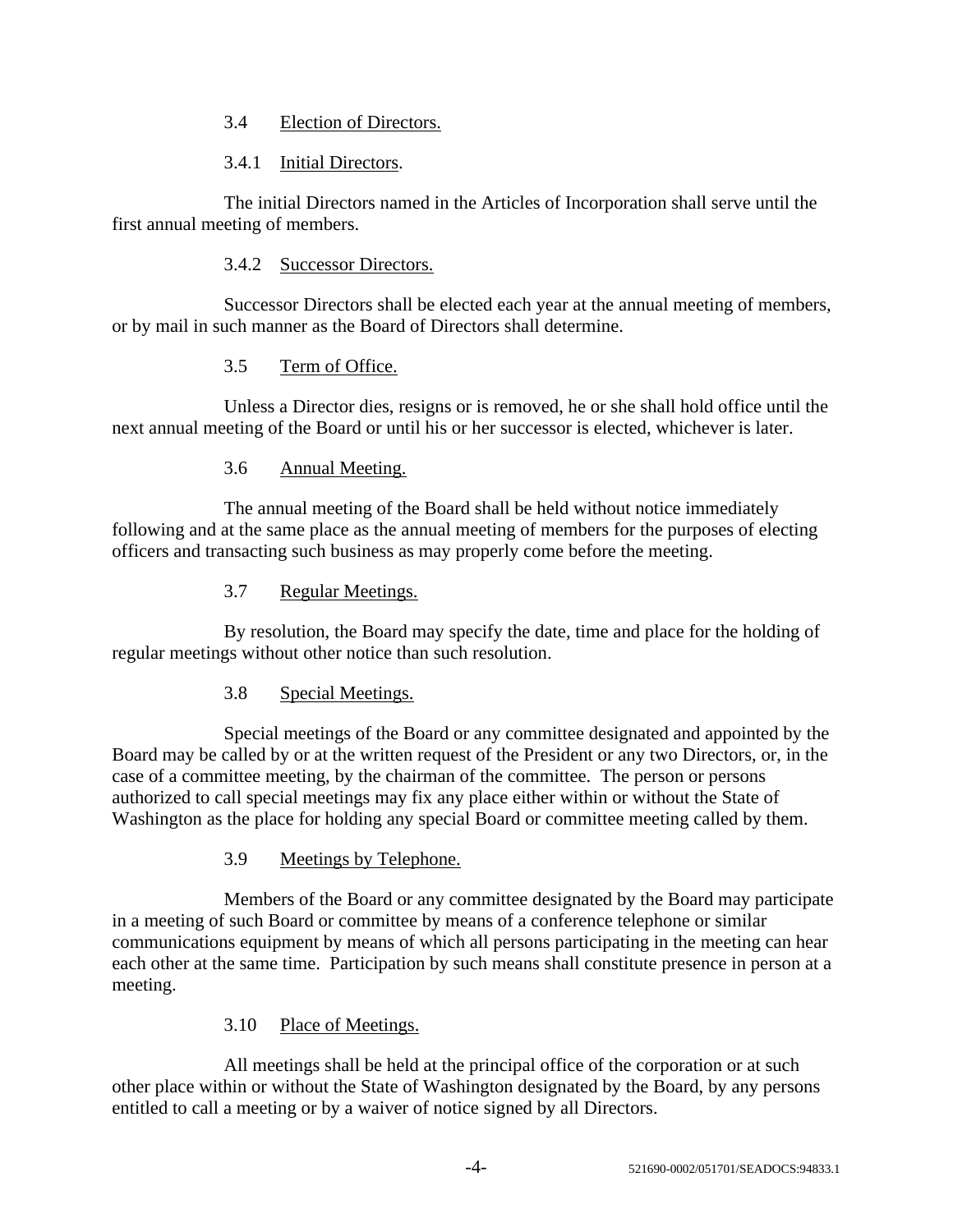### 3.4 Election of Directors.

#### 3.4.1 Initial Directors.

The initial Directors named in the Articles of Incorporation shall serve until the first annual meeting of members.

#### 3.4.2 Successor Directors.

Successor Directors shall be elected each year at the annual meeting of members, or by mail in such manner as the Board of Directors shall determine.

### 3.5 Term of Office.

Unless a Director dies, resigns or is removed, he or she shall hold office until the next annual meeting of the Board or until his or her successor is elected, whichever is later.

### 3.6 Annual Meeting.

The annual meeting of the Board shall be held without notice immediately following and at the same place as the annual meeting of members for the purposes of electing officers and transacting such business as may properly come before the meeting.

### 3.7 Regular Meetings.

By resolution, the Board may specify the date, time and place for the holding of regular meetings without other notice than such resolution.

### 3.8 Special Meetings.

Special meetings of the Board or any committee designated and appointed by the Board may be called by or at the written request of the President or any two Directors, or, in the case of a committee meeting, by the chairman of the committee. The person or persons authorized to call special meetings may fix any place either within or without the State of Washington as the place for holding any special Board or committee meeting called by them.

### 3.9 Meetings by Telephone.

Members of the Board or any committee designated by the Board may participate in a meeting of such Board or committee by means of a conference telephone or similar communications equipment by means of which all persons participating in the meeting can hear each other at the same time. Participation by such means shall constitute presence in person at a meeting.

### 3.10 Place of Meetings.

All meetings shall be held at the principal office of the corporation or at such other place within or without the State of Washington designated by the Board, by any persons entitled to call a meeting or by a waiver of notice signed by all Directors.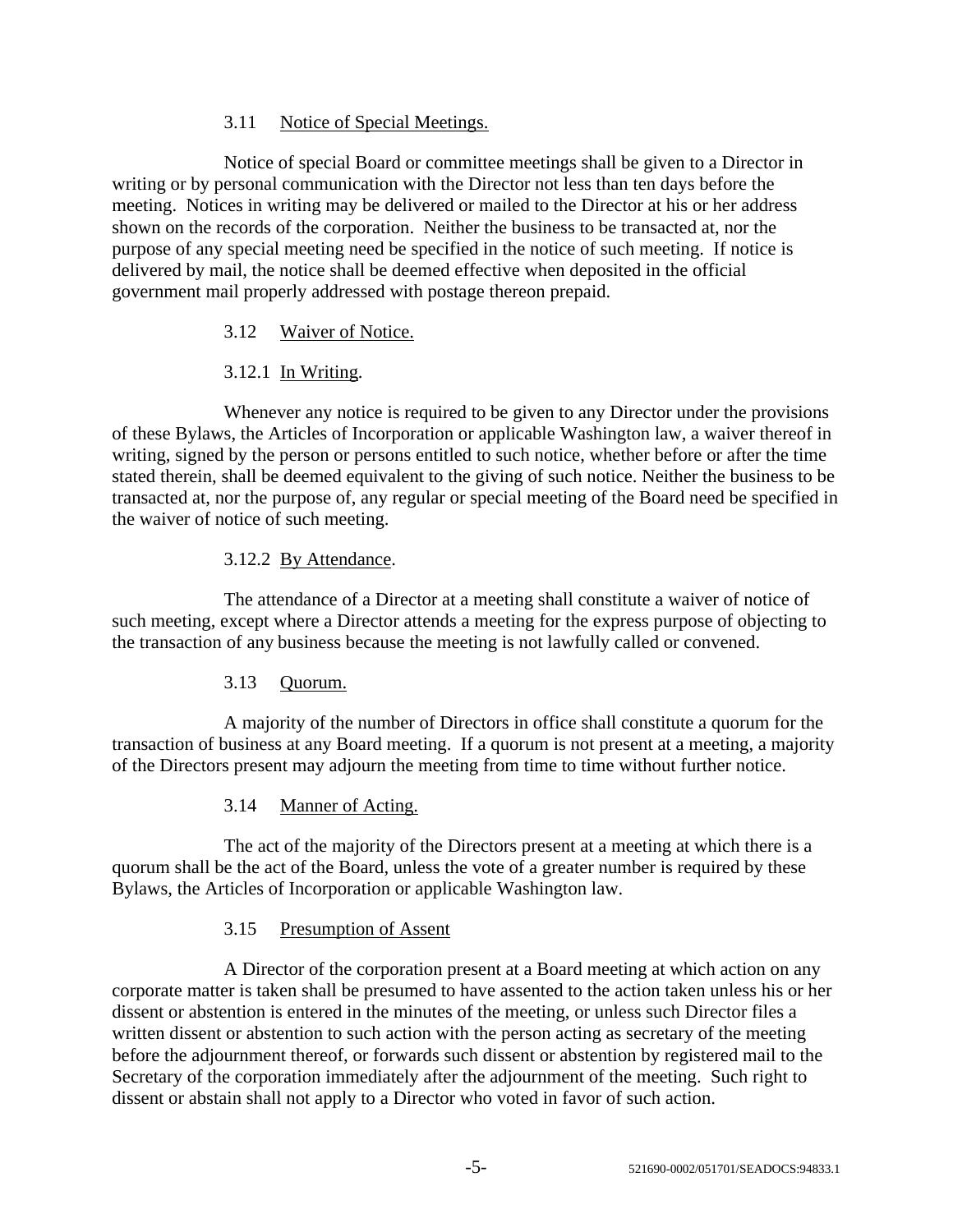### 3.11 Notice of Special Meetings.

Notice of special Board or committee meetings shall be given to a Director in writing or by personal communication with the Director not less than ten days before the meeting. Notices in writing may be delivered or mailed to the Director at his or her address shown on the records of the corporation. Neither the business to be transacted at, nor the purpose of any special meeting need be specified in the notice of such meeting. If notice is delivered by mail, the notice shall be deemed effective when deposited in the official government mail properly addressed with postage thereon prepaid.

### 3.12 Waiver of Notice.

#### 3.12.1 In Writing.

Whenever any notice is required to be given to any Director under the provisions of these Bylaws, the Articles of Incorporation or applicable Washington law, a waiver thereof in writing, signed by the person or persons entitled to such notice, whether before or after the time stated therein, shall be deemed equivalent to the giving of such notice. Neither the business to be transacted at, nor the purpose of, any regular or special meeting of the Board need be specified in the waiver of notice of such meeting.

#### 3.12.2 By Attendance.

The attendance of a Director at a meeting shall constitute a waiver of notice of such meeting, except where a Director attends a meeting for the express purpose of objecting to the transaction of any business because the meeting is not lawfully called or convened.

### 3.13 Quorum.

A majority of the number of Directors in office shall constitute a quorum for the transaction of business at any Board meeting. If a quorum is not present at a meeting, a majority of the Directors present may adjourn the meeting from time to time without further notice.

### 3.14 Manner of Acting.

The act of the majority of the Directors present at a meeting at which there is a quorum shall be the act of the Board, unless the vote of a greater number is required by these Bylaws, the Articles of Incorporation or applicable Washington law.

### 3.15 Presumption of Assent

A Director of the corporation present at a Board meeting at which action on any corporate matter is taken shall be presumed to have assented to the action taken unless his or her dissent or abstention is entered in the minutes of the meeting, or unless such Director files a written dissent or abstention to such action with the person acting as secretary of the meeting before the adjournment thereof, or forwards such dissent or abstention by registered mail to the Secretary of the corporation immediately after the adjournment of the meeting. Such right to dissent or abstain shall not apply to a Director who voted in favor of such action.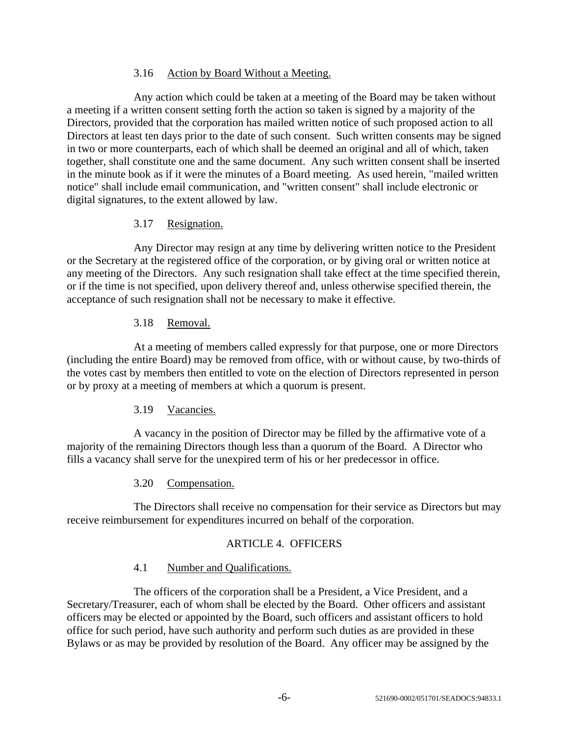### 3.16 Action by Board Without a Meeting.

Any action which could be taken at a meeting of the Board may be taken without a meeting if a written consent setting forth the action so taken is signed by a majority of the Directors, provided that the corporation has mailed written notice of such proposed action to all Directors at least ten days prior to the date of such consent. Such written consents may be signed in two or more counterparts, each of which shall be deemed an original and all of which, taken together, shall constitute one and the same document. Any such written consent shall be inserted in the minute book as if it were the minutes of a Board meeting. As used herein, "mailed written notice" shall include email communication, and "written consent" shall include electronic or digital signatures, to the extent allowed by law.

### 3.17 Resignation.

Any Director may resign at any time by delivering written notice to the President or the Secretary at the registered office of the corporation, or by giving oral or written notice at any meeting of the Directors. Any such resignation shall take effect at the time specified therein, or if the time is not specified, upon delivery thereof and, unless otherwise specified therein, the acceptance of such resignation shall not be necessary to make it effective.

### 3.18 Removal.

At a meeting of members called expressly for that purpose, one or more Directors (including the entire Board) may be removed from office, with or without cause, by two-thirds of the votes cast by members then entitled to vote on the election of Directors represented in person or by proxy at a meeting of members at which a quorum is present.

### 3.19 Vacancies.

A vacancy in the position of Director may be filled by the affirmative vote of a majority of the remaining Directors though less than a quorum of the Board. A Director who fills a vacancy shall serve for the unexpired term of his or her predecessor in office.

### 3.20 Compensation.

The Directors shall receive no compensation for their service as Directors but may receive reimbursement for expenditures incurred on behalf of the corporation.

## ARTICLE 4. OFFICERS

### 4.1 Number and Qualifications.

The officers of the corporation shall be a President, a Vice President, and a Secretary/Treasurer, each of whom shall be elected by the Board. Other officers and assistant officers may be elected or appointed by the Board, such officers and assistant officers to hold office for such period, have such authority and perform such duties as are provided in these Bylaws or as may be provided by resolution of the Board. Any officer may be assigned by the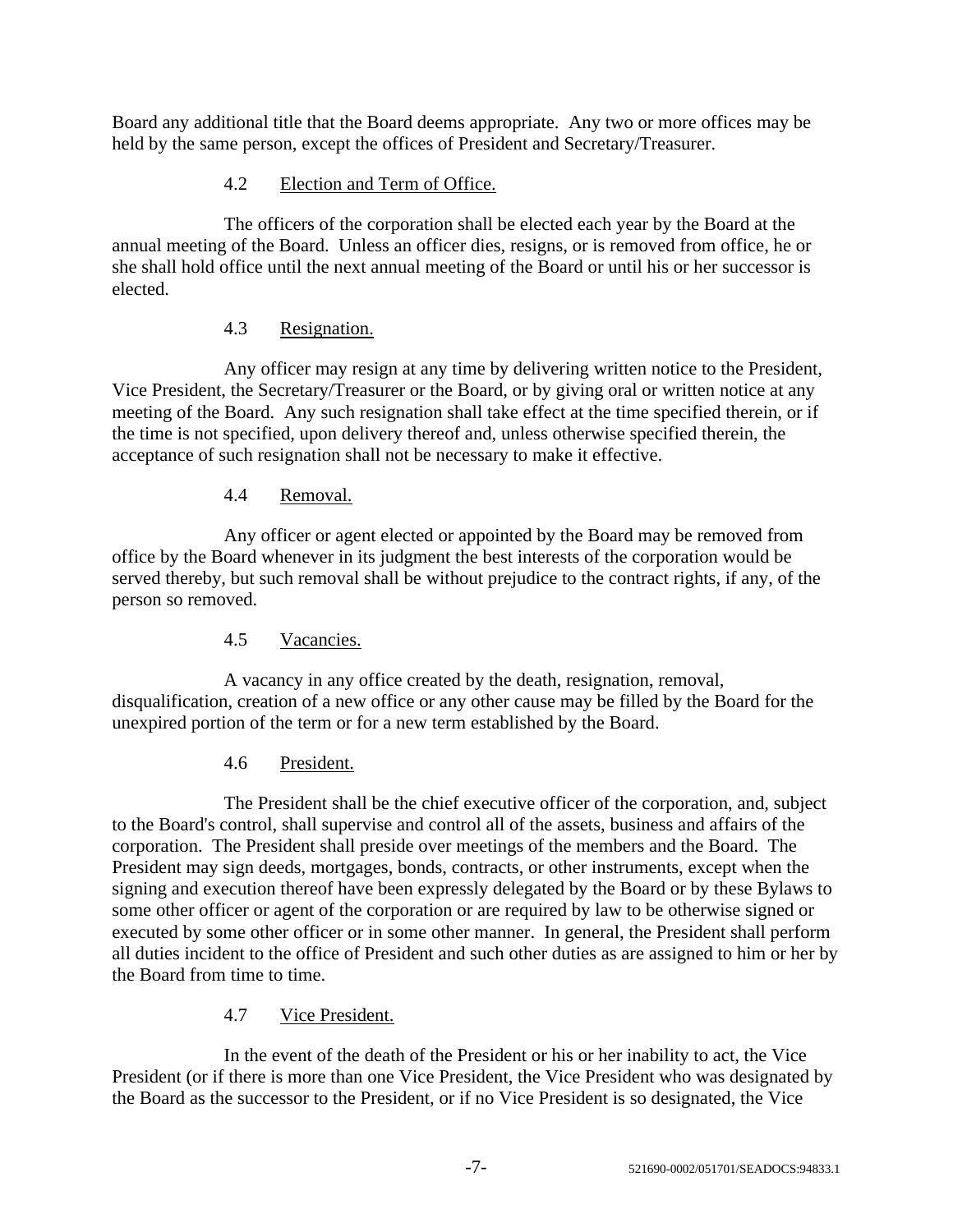Board any additional title that the Board deems appropriate. Any two or more offices may be held by the same person, except the offices of President and Secretary/Treasurer.

### 4.2 Election and Term of Office.

The officers of the corporation shall be elected each year by the Board at the annual meeting of the Board. Unless an officer dies, resigns, or is removed from office, he or she shall hold office until the next annual meeting of the Board or until his or her successor is elected.

### 4.3 Resignation.

Any officer may resign at any time by delivering written notice to the President, Vice President, the Secretary/Treasurer or the Board, or by giving oral or written notice at any meeting of the Board. Any such resignation shall take effect at the time specified therein, or if the time is not specified, upon delivery thereof and, unless otherwise specified therein, the acceptance of such resignation shall not be necessary to make it effective.

### 4.4 Removal.

Any officer or agent elected or appointed by the Board may be removed from office by the Board whenever in its judgment the best interests of the corporation would be served thereby, but such removal shall be without prejudice to the contract rights, if any, of the person so removed.

### 4.5 Vacancies.

A vacancy in any office created by the death, resignation, removal, disqualification, creation of a new office or any other cause may be filled by the Board for the unexpired portion of the term or for a new term established by the Board.

### 4.6 President.

The President shall be the chief executive officer of the corporation, and, subject to the Board's control, shall supervise and control all of the assets, business and affairs of the corporation. The President shall preside over meetings of the members and the Board. The President may sign deeds, mortgages, bonds, contracts, or other instruments, except when the signing and execution thereof have been expressly delegated by the Board or by these Bylaws to some other officer or agent of the corporation or are required by law to be otherwise signed or executed by some other officer or in some other manner. In general, the President shall perform all duties incident to the office of President and such other duties as are assigned to him or her by the Board from time to time.

### 4.7 Vice President.

In the event of the death of the President or his or her inability to act, the Vice President (or if there is more than one Vice President, the Vice President who was designated by the Board as the successor to the President, or if no Vice President is so designated, the Vice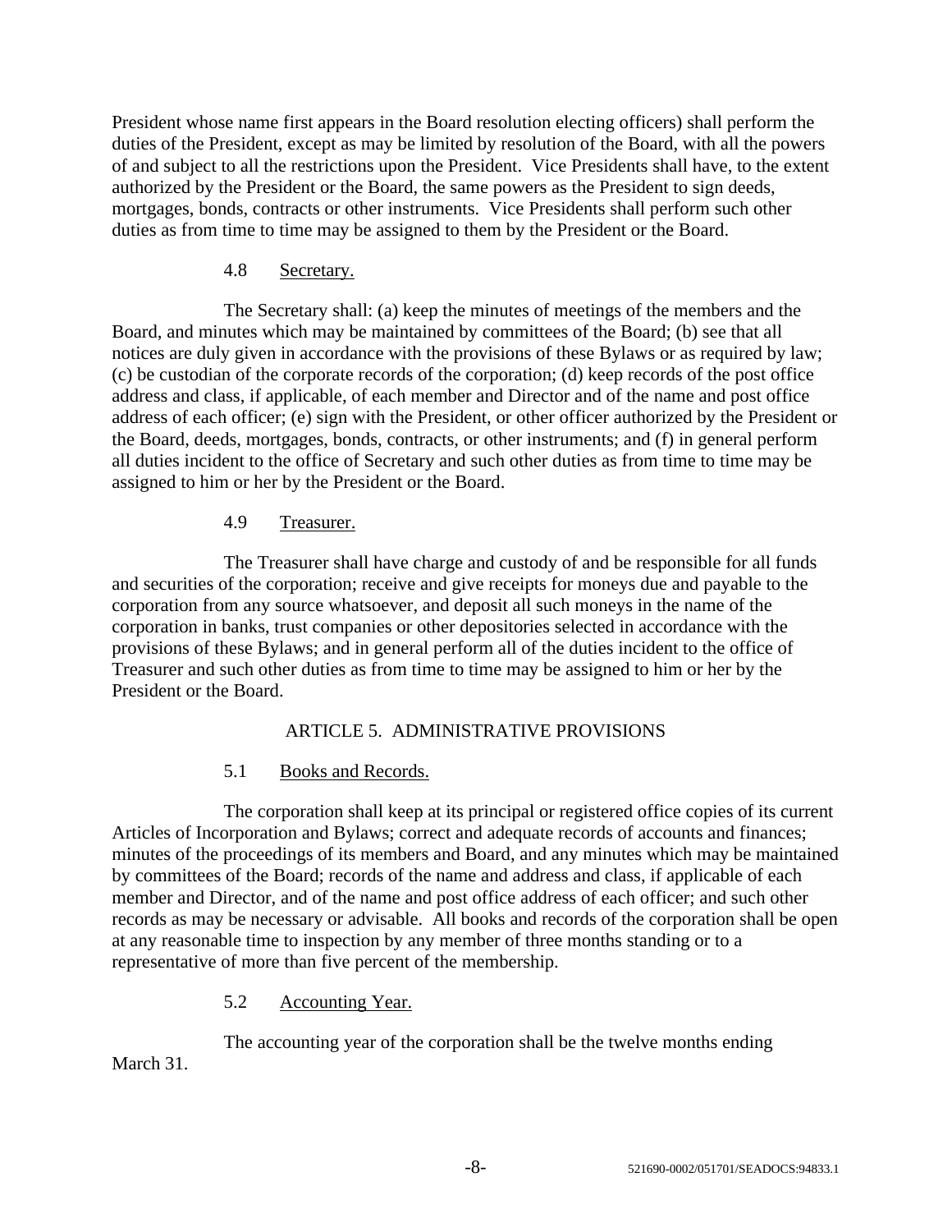President whose name first appears in the Board resolution electing officers) shall perform the duties of the President, except as may be limited by resolution of the Board, with all the powers of and subject to all the restrictions upon the President. Vice Presidents shall have, to the extent authorized by the President or the Board, the same powers as the President to sign deeds, mortgages, bonds, contracts or other instruments. Vice Presidents shall perform such other duties as from time to time may be assigned to them by the President or the Board.

### 4.8 Secretary.

The Secretary shall: (a) keep the minutes of meetings of the members and the Board, and minutes which may be maintained by committees of the Board; (b) see that all notices are duly given in accordance with the provisions of these Bylaws or as required by law; (c) be custodian of the corporate records of the corporation; (d) keep records of the post office address and class, if applicable, of each member and Director and of the name and post office address of each officer; (e) sign with the President, or other officer authorized by the President or the Board, deeds, mortgages, bonds, contracts, or other instruments; and (f) in general perform all duties incident to the office of Secretary and such other duties as from time to time may be assigned to him or her by the President or the Board.

### 4.9 Treasurer.

The Treasurer shall have charge and custody of and be responsible for all funds and securities of the corporation; receive and give receipts for moneys due and payable to the corporation from any source whatsoever, and deposit all such moneys in the name of the corporation in banks, trust companies or other depositories selected in accordance with the provisions of these Bylaws; and in general perform all of the duties incident to the office of Treasurer and such other duties as from time to time may be assigned to him or her by the President or the Board.

## ARTICLE 5. ADMINISTRATIVE PROVISIONS

### 5.1 Books and Records.

The corporation shall keep at its principal or registered office copies of its current Articles of Incorporation and Bylaws; correct and adequate records of accounts and finances; minutes of the proceedings of its members and Board, and any minutes which may be maintained by committees of the Board; records of the name and address and class, if applicable of each member and Director, and of the name and post office address of each officer; and such other records as may be necessary or advisable. All books and records of the corporation shall be open at any reasonable time to inspection by any member of three months standing or to a representative of more than five percent of the membership.

### 5.2 Accounting Year.

The accounting year of the corporation shall be the twelve months ending March 31.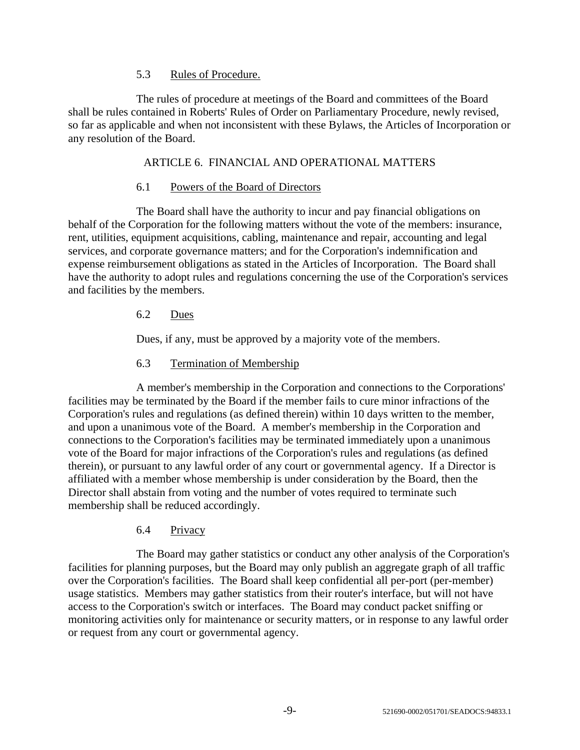### 5.3 Rules of Procedure.

The rules of procedure at meetings of the Board and committees of the Board shall be rules contained in Roberts' Rules of Order on Parliamentary Procedure, newly revised, so far as applicable and when not inconsistent with these Bylaws, the Articles of Incorporation or any resolution of the Board.

## ARTICLE 6. FINANCIAL AND OPERATIONAL MATTERS

### 6.1 Powers of the Board of Directors

The Board shall have the authority to incur and pay financial obligations on behalf of the Corporation for the following matters without the vote of the members: insurance, rent, utilities, equipment acquisitions, cabling, maintenance and repair, accounting and legal services, and corporate governance matters; and for the Corporation's indemnification and expense reimbursement obligations as stated in the Articles of Incorporation. The Board shall have the authority to adopt rules and regulations concerning the use of the Corporation's services and facilities by the members.

### 6.2 Dues

Dues, if any, must be approved by a majority vote of the members.

### 6.3 Termination of Membership

A member's membership in the Corporation and connections to the Corporations' facilities may be terminated by the Board if the member fails to cure minor infractions of the Corporation's rules and regulations (as defined therein) within 10 days written to the member, and upon a unanimous vote of the Board. A member's membership in the Corporation and connections to the Corporation's facilities may be terminated immediately upon a unanimous vote of the Board for major infractions of the Corporation's rules and regulations (as defined therein), or pursuant to any lawful order of any court or governmental agency. If a Director is affiliated with a member whose membership is under consideration by the Board, then the Director shall abstain from voting and the number of votes required to terminate such membership shall be reduced accordingly.

### 6.4 Privacy

The Board may gather statistics or conduct any other analysis of the Corporation's facilities for planning purposes, but the Board may only publish an aggregate graph of all traffic over the Corporation's facilities. The Board shall keep confidential all per-port (per-member) usage statistics. Members may gather statistics from their router's interface, but will not have access to the Corporation's switch or interfaces. The Board may conduct packet sniffing or monitoring activities only for maintenance or security matters, or in response to any lawful order or request from any court or governmental agency.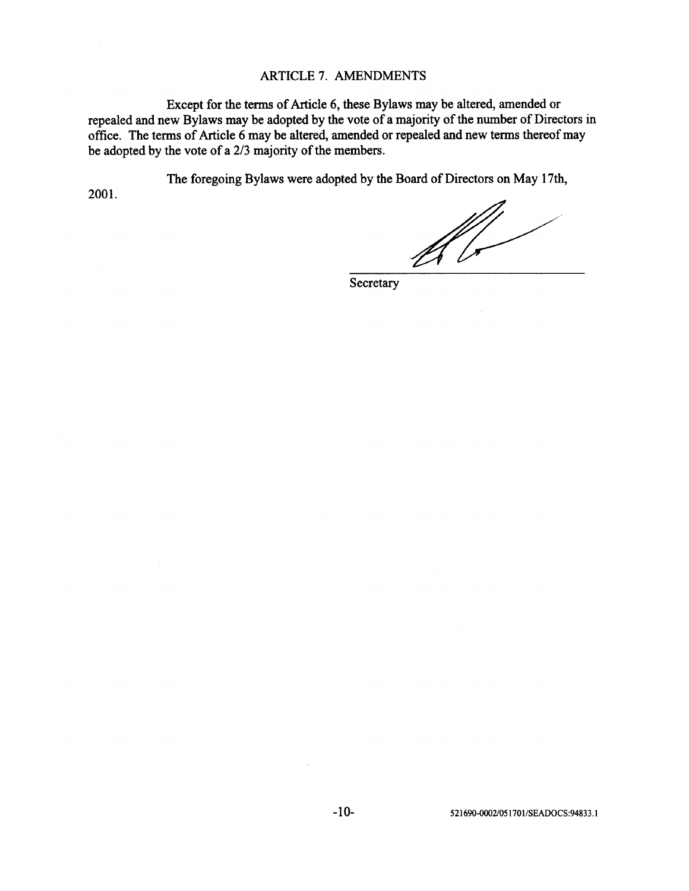## ARTICLE 7. AMENDMENTS

Except for the terms of Article 6, these Bylaws may be altered, amended or repealed and new Bylaws may be adopted by the vote of a majority of the number of Directors in office. The terms of Article 6 may be altered, amended or repealed and new terms thereof may be adopted by the vote of a 2/3 majority of the members.

The foregoing Bylaws were adopted by the Board of Directors on May 17th, 2001.

Secretary

521690-0002/051701/SEADOCS:94833.1